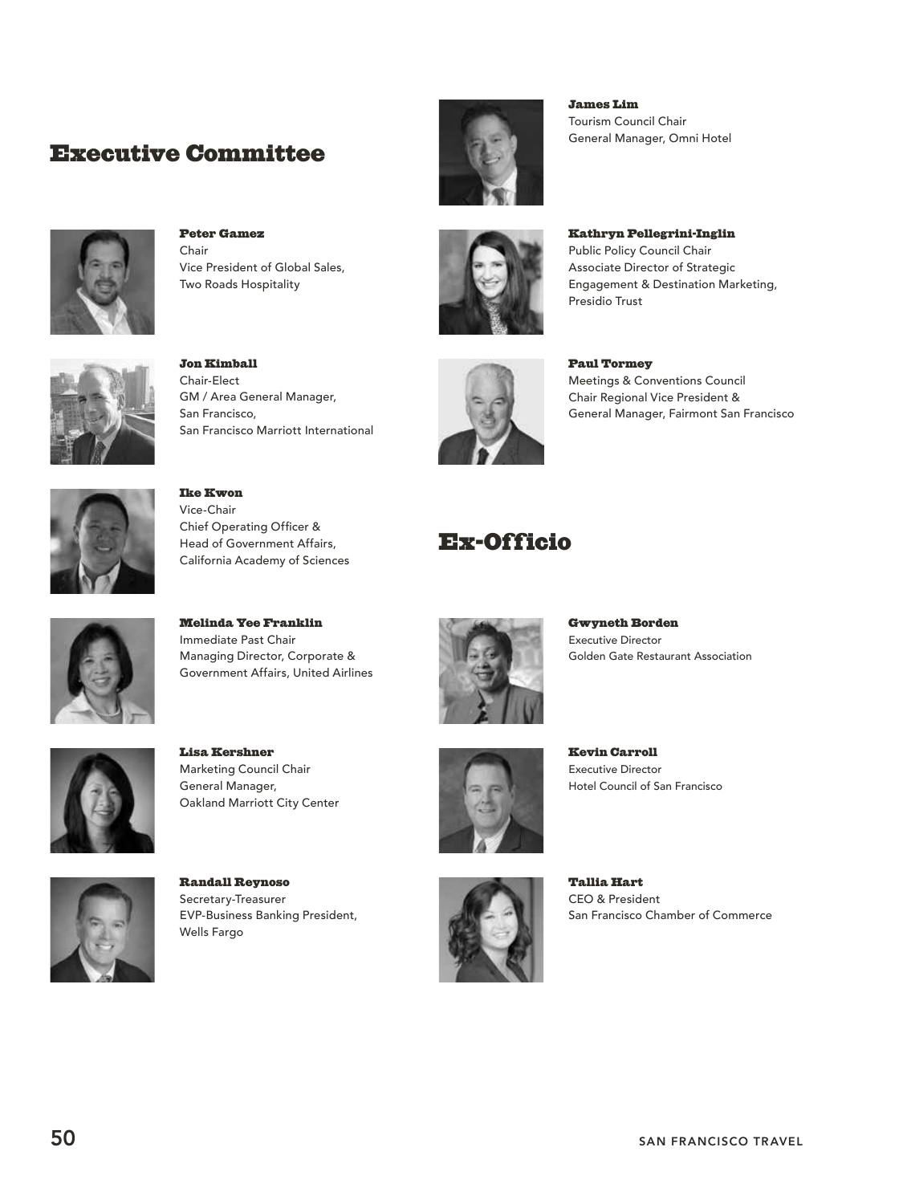## Executive Committee

**Peter Gamez**
Chair
Vice President of Global Sales,
Two Roads Hospitality

**Jon Kimball**
Chair-Elect
GM / Area General Manager,
San Francisco,
San Francisco Marriott International

**Ike Kwon**
Vice-Chair
Chief Operating Officer &
Head of Government Affairs,
California Academy of Sciences

**Melinda Yee Franklin**
Immediate Past Chair
Managing Director, Corporate &
Government Affairs, United Airlines

**Lisa Kershner**
Marketing Council Chair
General Manager,
Oakland Marriott City Center

**Randall Reynoso**
Secretary-Treasurer
EVP-Business Banking President,
Wells Fargo

**James Lim**
Tourism Council Chair
General Manager, Omni Hotel

**Kathryn Pellegrini-Inglin**
Public Policy Council Chair
Associate Director of Strategic
Engagement & Destination Marketing,
Presidio Trust

**Paul Tormey**
Meetings & Conventions Council
Chair Regional Vice President &
General Manager, Fairmont San Francisco

## Ex-Officio

**Gwyneth Borden**
Executive Director
Golden Gate Restaurant Association

**Kevin Carroll**
Executive Director
Hotel Council of San Francisco

**Tallia Hart**
CEO & President
San Francisco Chamber of Commerce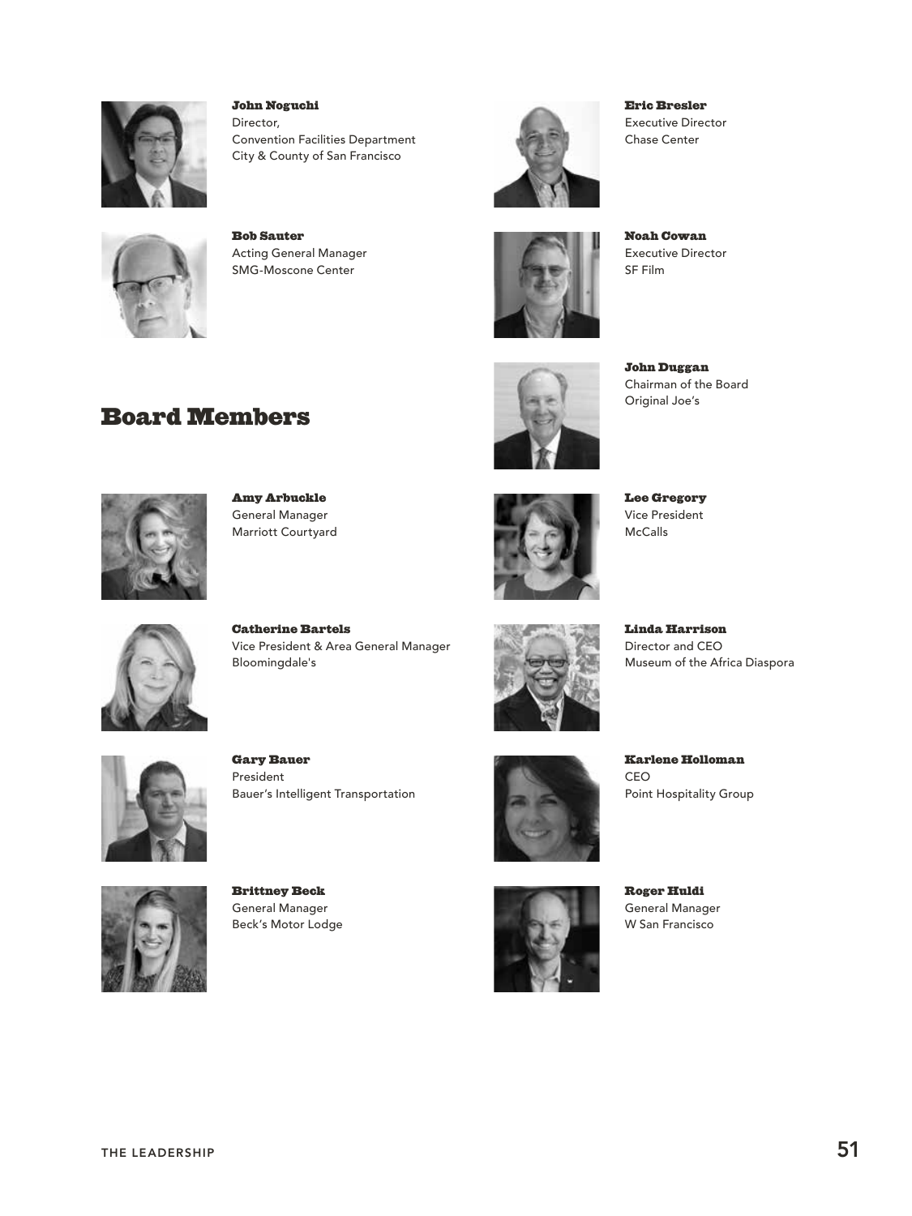**John Noguchi**
Director,
Convention Facilities Department
City & County of San Francisco

**Bob Sauter**
Acting General Manager
SMG-Moscone Center

## Board Members

**Amy Arbuckle**
General Manager
Marriott Courtyard

**Catherine Bartels**
Vice President & Area General Manager
Bloomingdale's

**Gary Bauer**
President
Bauer's Intelligent Transportation

**Brittney Beck**
General Manager
Beck's Motor Lodge

**Eric Bresler**
Executive Director
Chase Center

**Noah Cowan**
Executive Director
SF Film

**John Duggan**
Chairman of the Board
Original Joe's

**Lee Gregory**
Vice President
McCalls

**Linda Harrison**
Director and CEO
Museum of the Africa Diaspora

**Karlene Holloman**
CEO
Point Hospitality Group

**Roger Huldi**
General Manager
W San Francisco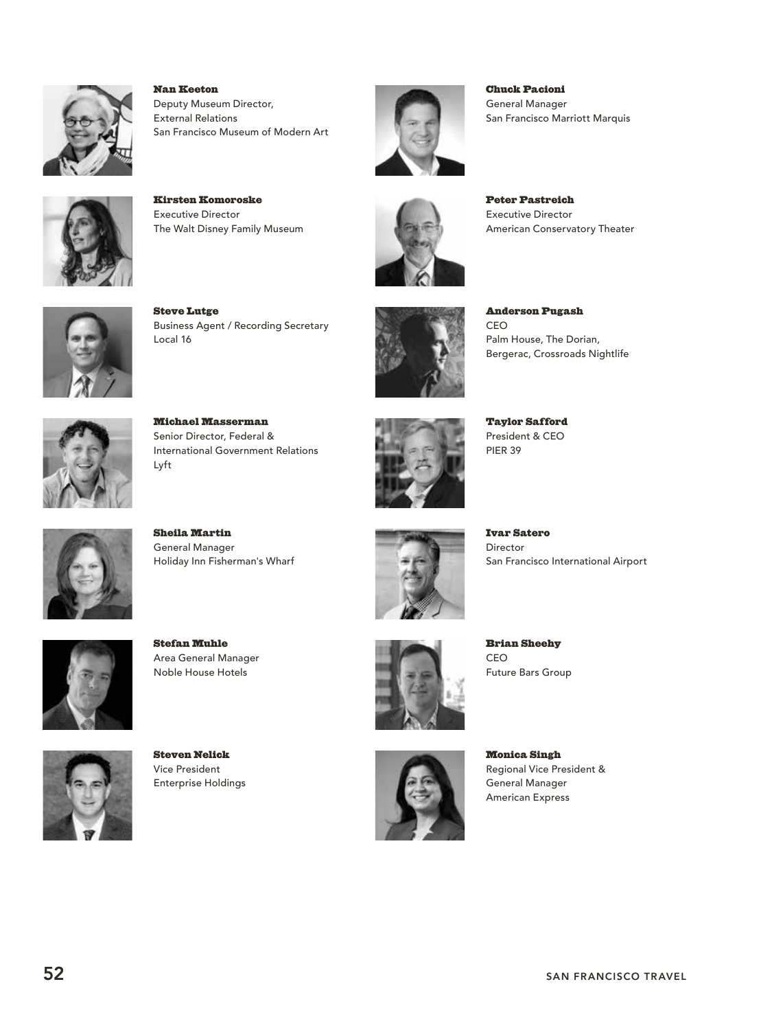**Nan Keeton**
Deputy Museum Director,
External Relations
San Francisco Museum of Modern Art

**Kirsten Komoroske**
Executive Director
The Walt Disney Family Museum

**Steve Lutge**
Business Agent / Recording Secretary
Local 16

**Michael Masserman**
Senior Director, Federal &
International Government Relations
Lyft

**Sheila Martin**
General Manager
Holiday Inn Fisherman's Wharf

**Stefan Muhle**
Area General Manager
Noble House Hotels

**Steven Nelick**
Vice President
Enterprise Holdings

**Chuck Pacioni**
General Manager
San Francisco Marriott Marquis

**Peter Pastreich**
Executive Director
American Conservatory Theater

**Anderson Pugash**
CEO
Palm House, The Dorian,
Bergerac, Crossroads Nightlife

**Taylor Safford**
President & CEO
PIER 39

**Ivar Satero**
Director
San Francisco International Airport

**Brian Sheehy**
CEO
Future Bars Group

**Monica Singh**
Regional Vice President &
General Manager
American Express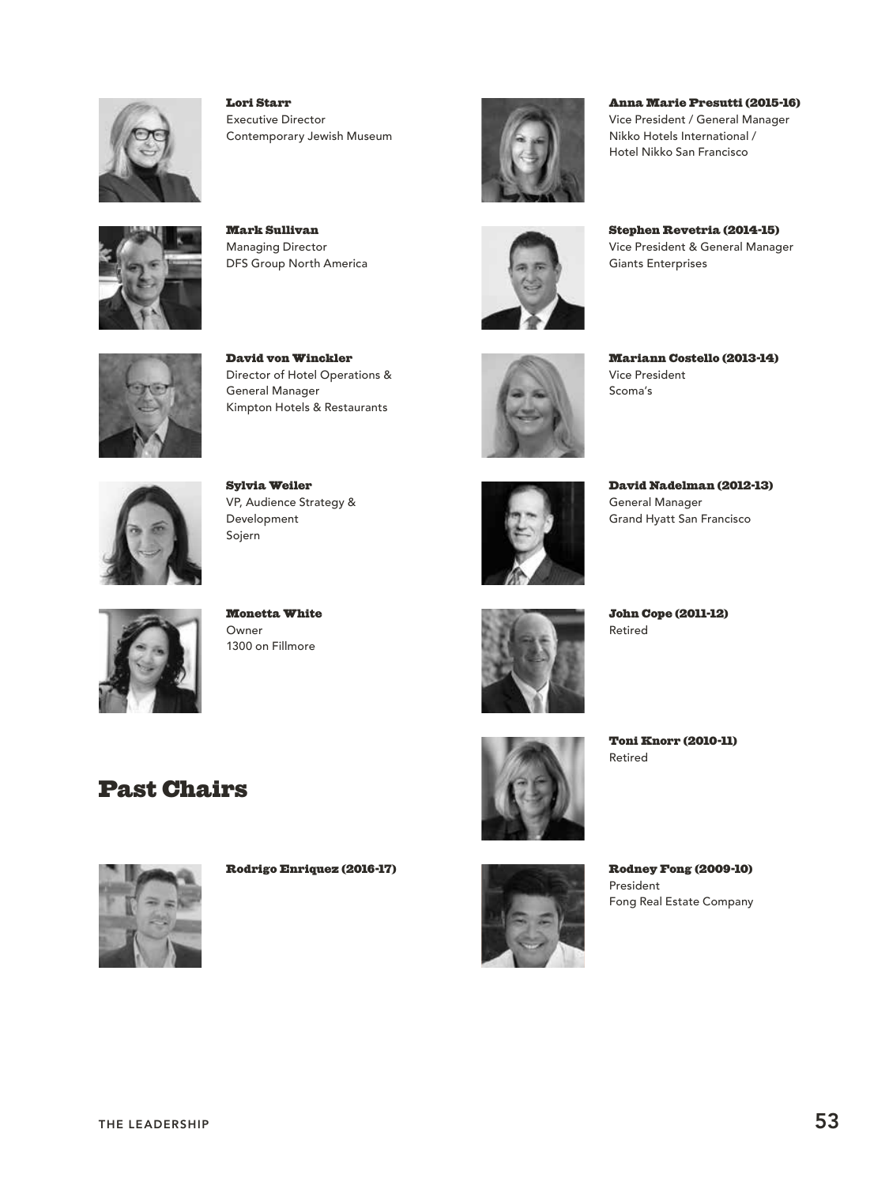**Lori Starr**
Executive Director
Contemporary Jewish Museum

**Mark Sullivan**
Managing Director
DFS Group North America

**David von Winckler**
Director of Hotel Operations &
General Manager
Kimpton Hotels & Restaurants

**Sylvia Weiler**
VP, Audience Strategy &
Development
Sojern

**Monetta White**
Owner
1300 on Fillmore

**Anna Marie Presutti (2015-16)**
Vice President / General Manager
Nikko Hotels International /
Hotel Nikko San Francisco

**Stephen Revetria (2014-15)**
Vice President & General Manager
Giants Enterprises

**Mariann Costello (2013-14)**
Vice President
Scoma's

**David Nadelman (2012-13)**
General Manager
Grand Hyatt San Francisco

**John Cope (2011-12)**
Retired

**Toni Knorr (2010-11)**
Retired

## Past Chairs

**Rodrigo Enriquez (2016-17)**

**Rodney Fong (2009-10)**
President
Fong Real Estate Company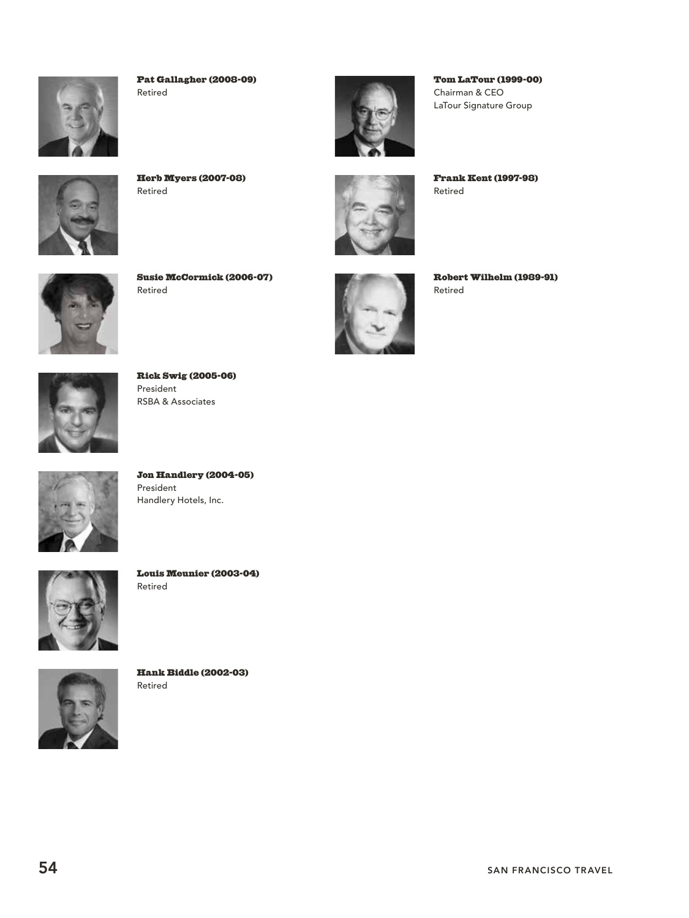**Pat Gallagher (2008-09)**
Retired

**Herb Myers (2007-08)**
Retired

**Susie McCormick (2006-07)**
Retired

**Rick Swig (2005-06)**
President
RSBA & Associates

**Jon Handlery (2004-05)**
President
Handlery Hotels, Inc.

**Louis Meunier (2003-04)**
Retired

**Hank Biddle (2002-03)**
Retired

**Tom LaTour (1999-00)**
Chairman & CEO
LaTour Signature Group

**Frank Kent (1997-98)**
Retired

**Robert Wilhelm (1989-91)**
Retired